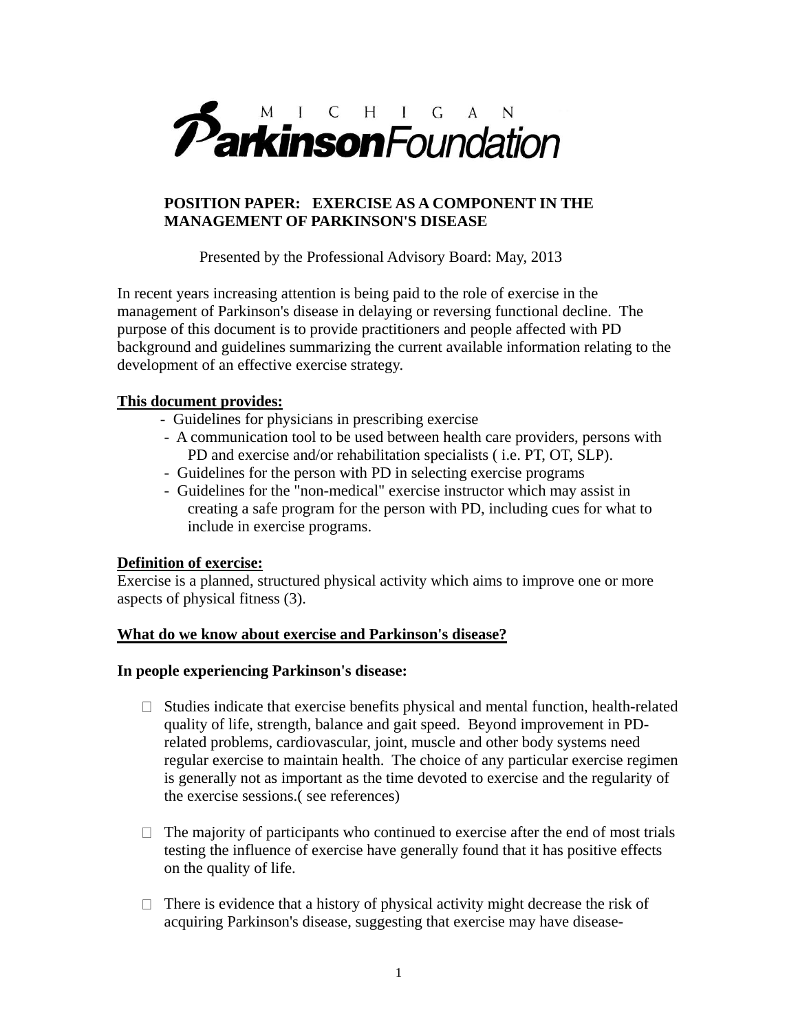MICHIGAN Parkinson Foundation

**POSITION PAPER: EXERCISE AS A COMPONENT IN THE MANAGEMENT OF PARKINSON'S DISEASE**

Presented by the Professional Advisory Board: May, 2013

In recent years increasing attention is being paid to the role of exercise in the management of Parkinson's disease in delaying or reversing functional decline. The purpose of this document is to provide practitioners and people affected with PD background and guidelines summarizing the current available information relating to the development of an effective exercise strategy.

**This document provides:**

- Guidelines for physicians in prescribing exercise
- A communication tool to be used between health care providers, persons with PD and exercise and/or rehabilitation specialists ( i.e. PT, OT, SLP).
- Guidelines for the person with PD in selecting exercise programs
- Guidelines for the "non-medical" exercise instructor which may assist in creating a safe program for the person with PD, including cues for what to include in exercise programs.

**Definition of exercise:**

Exercise is a planned, structured physical activity which aims to improve one or more aspects of physical fitness (3).

**What do we know about exercise and Parkinson's disease?**

**In people experiencing Parkinson's disease:**

- Studies indicate that exercise benefits physical and mental function, health-related quality of life, strength, balance and gait speed. Beyond improvement in PD-related problems, cardiovascular, joint, muscle and other body systems need regular exercise to maintain health. The choice of any particular exercise regimen is generally not as important as the time devoted to exercise and the regularity of the exercise sessions.( see references)

- The majority of participants who continued to exercise after the end of most trials testing the influence of exercise have generally found that it has positive effects on the quality of life.

- There is evidence that a history of physical activity might decrease the risk of acquiring Parkinson's disease, suggesting that exercise may have disease-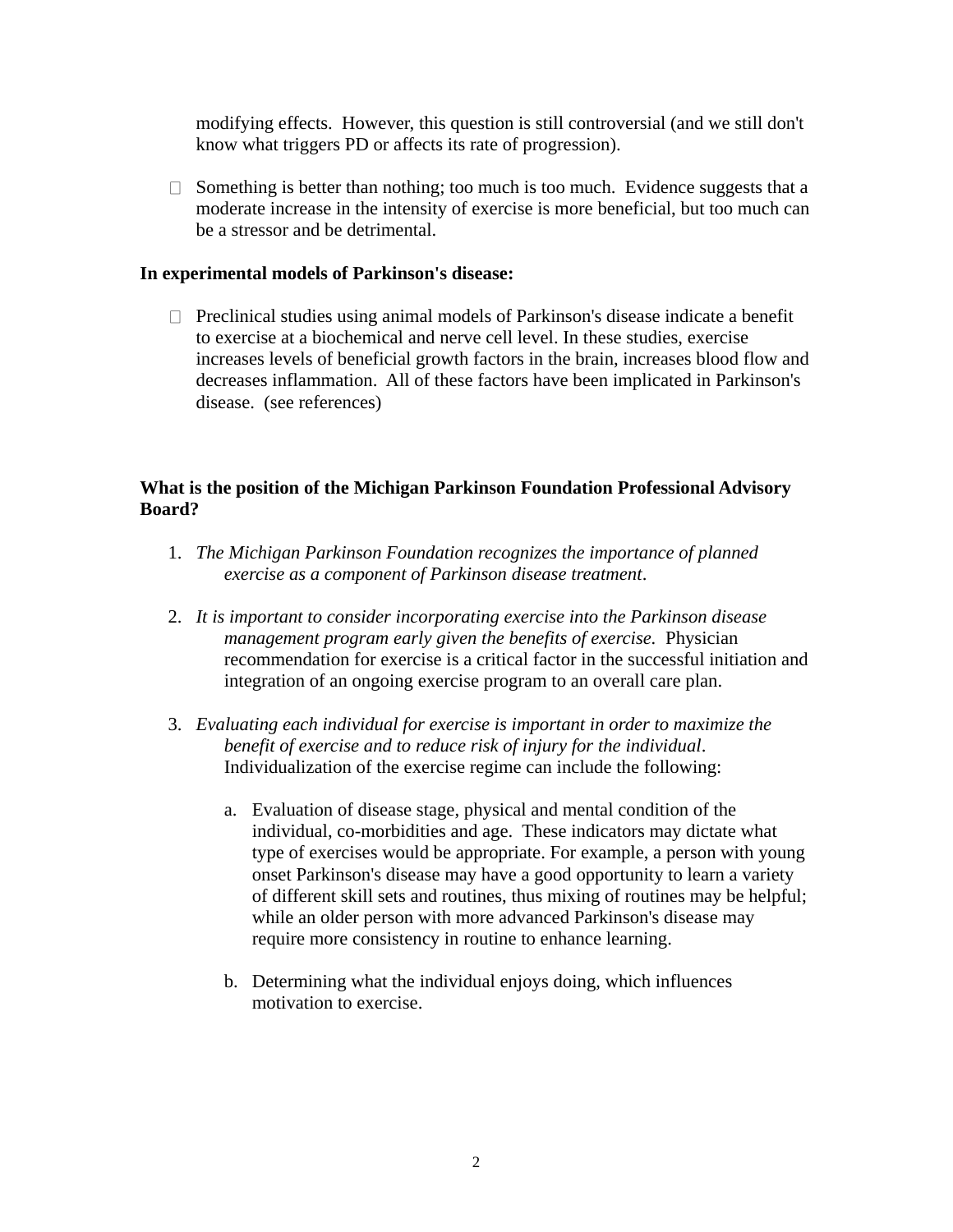modifying effects. However, this question is still controversial (and we still don't know what triggers PD or affects its rate of progression).

- Something is better than nothing; too much is too much. Evidence suggests that a moderate increase in the intensity of exercise is more beneficial, but too much can be a stressor and be detrimental.

**In experimental models of Parkinson's disease:**

- Preclinical studies using animal models of Parkinson's disease indicate a benefit to exercise at a biochemical and nerve cell level. In these studies, exercise increases levels of beneficial growth factors in the brain, increases blood flow and decreases inflammation. All of these factors have been implicated in Parkinson's disease. (see references)

**What is the position of the Michigan Parkinson Foundation Professional Advisory Board?**

1. *The Michigan Parkinson Foundation recognizes the importance of planned exercise as a component of Parkinson disease treatment*.

2. *It is important to consider incorporating exercise into the Parkinson disease management program early given the benefits of exercise.* Physician recommendation for exercise is a critical factor in the successful initiation and integration of an ongoing exercise program to an overall care plan.

3. *Evaluating each individual for exercise is important in order to maximize the benefit of exercise and to reduce risk of injury for the individual*. Individualization of the exercise regime can include the following:

    a. Evaluation of disease stage, physical and mental condition of the individual, co-morbidities and age. These indicators may dictate what type of exercises would be appropriate. For example, a person with young onset Parkinson's disease may have a good opportunity to learn a variety of different skill sets and routines, thus mixing of routines may be helpful; while an older person with more advanced Parkinson's disease may require more consistency in routine to enhance learning.

    b. Determining what the individual enjoys doing, which influences motivation to exercise.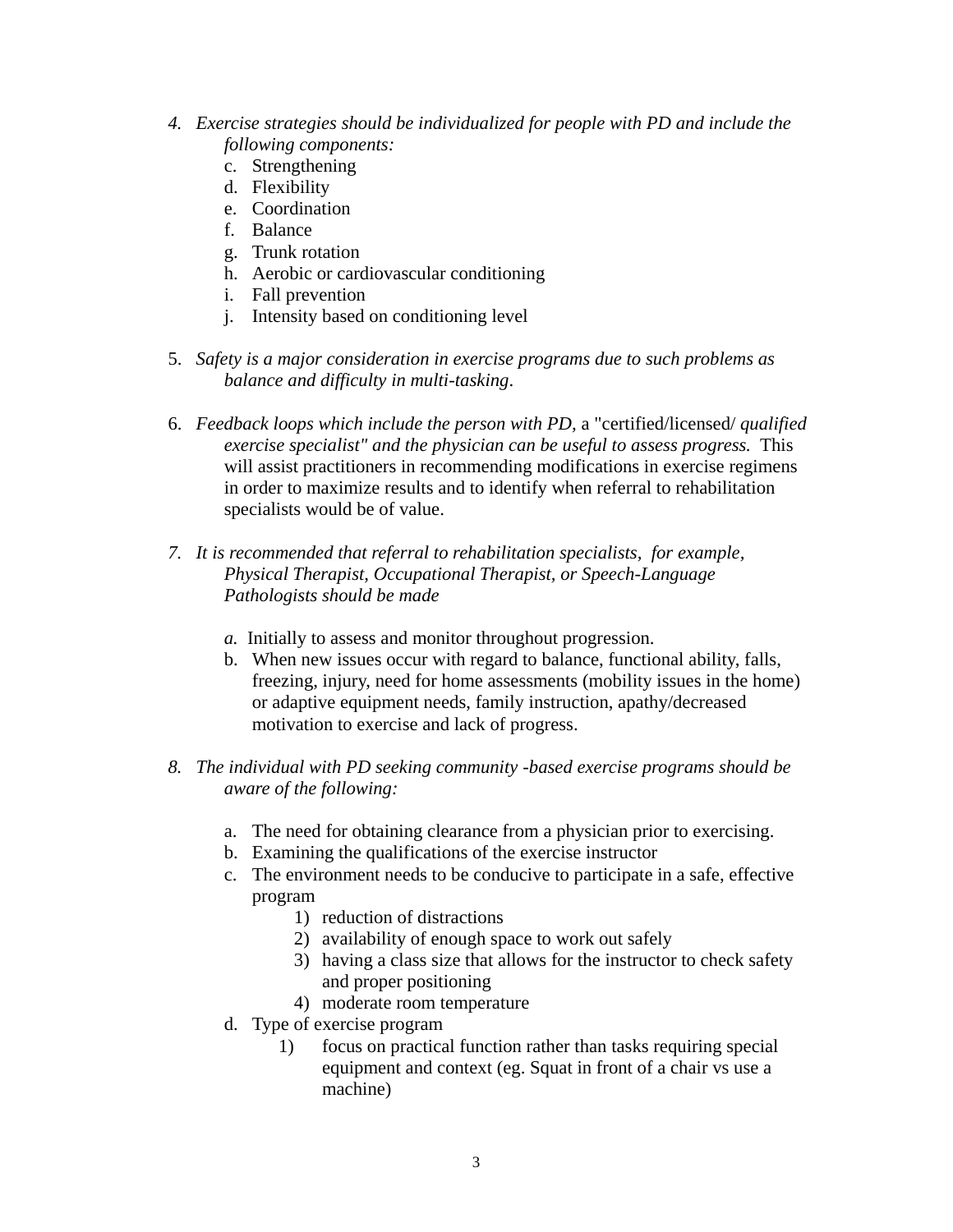4. *Exercise strategies should be individualized for people with PD and include the following components:*
    c. Strengthening
    d. Flexibility
    e. Coordination
    f. Balance
    g. Trunk rotation
    h. Aerobic or cardiovascular conditioning
    i. Fall prevention
    j. Intensity based on conditioning level

5. *Safety is a major consideration in exercise programs due to such problems as balance and difficulty in multi-tasking*.

6. *Feedback loops which include the person with PD,* a "certified/licensed/ *qualified exercise specialist" and the physician can be useful to assess progress.* This will assist practitioners in recommending modifications in exercise regimens in order to maximize results and to identify when referral to rehabilitation specialists would be of value.

7. *It is recommended that referral to rehabilitation specialists, for example, Physical Therapist, Occupational Therapist, or Speech-Language Pathologists should be made*

    *a.* Initially to assess and monitor throughout progression.
    b. When new issues occur with regard to balance, functional ability, falls, freezing, injury, need for home assessments (mobility issues in the home) or adaptive equipment needs, family instruction, apathy/decreased motivation to exercise and lack of progress.

8. *The individual with PD seeking community -based exercise programs should be aware of the following:*

    a. The need for obtaining clearance from a physician prior to exercising.
    b. Examining the qualifications of the exercise instructor
    c. The environment needs to be conducive to participate in a safe, effective program
        1) reduction of distractions
        2) availability of enough space to work out safely
        3) having a class size that allows for the instructor to check safety and proper positioning
        4) moderate room temperature
    d. Type of exercise program
        1) focus on practical function rather than tasks requiring special equipment and context (eg. Squat in front of a chair vs use a machine)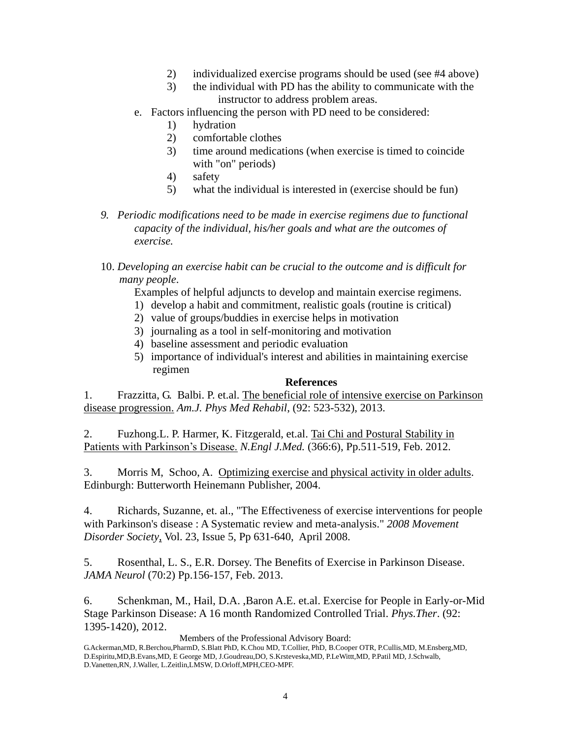2) individualized exercise programs should be used (see #4 above)
3) the individual with PD has the ability to communicate with the instructor to address problem areas.

e. Factors influencing the person with PD need to be considered:
   1) hydration
   2) comfortable clothes
   3) time around medications (when exercise is timed to coincide with "on" periods)
   4) safety
   5) what the individual is interested in (exercise should be fun)

9. *Periodic modifications need to be made in exercise regimens due to functional capacity of the individual, his/her goals and what are the outcomes of exercise.*

10. *Developing an exercise habit can be crucial to the outcome and is difficult for many people*.

    Examples of helpful adjuncts to develop and maintain exercise regimens.
    1) develop a habit and commitment, realistic goals (routine is critical)
    2) value of groups/buddies in exercise helps in motivation
    3) journaling as a tool in self-monitoring and motivation
    4) baseline assessment and periodic evaluation
    5) importance of individual's interest and abilities in maintaining exercise regimen

## References

1. Frazzitta, G. Balbi. P. et.al. <u>The beneficial role of intensive exercise on Parkinson disease progression.</u> *Am.J. Phys Med Rehabil*, (92: 523-532), 2013.

2. Fuzhong.L. P. Harmer, K. Fitzgerald, et.al. <u>Tai Chi and Postural Stability in Patients with Parkinson's Disease.</u> *N.Engl J.Med.* (366:6), Pp.511-519, Feb. 2012.

3. Morris M, Schoo, A. <u>Optimizing exercise and physical activity in older adults</u>. Edinburgh: Butterworth Heinemann Publisher, 2004.

4. Richards, Suzanne, et. al., "The Effectiveness of exercise interventions for people with Parkinson's disease : A Systematic review and meta-analysis." *2008 Movement Disorder Society*, Vol. 23, Issue 5, Pp 631-640, April 2008.

5. Rosenthal, L. S., E.R. Dorsey. The Benefits of Exercise in Parkinson Disease. *JAMA Neurol* (70:2) Pp.156-157, Feb. 2013.

6. Schenkman, M., Hail, D.A. ,Baron A.E. et.al. Exercise for People in Early-or-Mid Stage Parkinson Disease: A 16 month Randomized Controlled Trial. *Phys.Ther*. (92: 1395-1420), 2012.

Members of the Professional Advisory Board:
G.Ackerman,MD, R.Berchou,PharmD, S.Blatt PhD, K.Chou MD, T.Collier, PhD, B.Cooper OTR, P.Cullis,MD, M.Ensberg,MD, D.Espiritu,MD,B.Evans,MD, E George MD, J.Goudreau,DO, S.Krsteveska,MD, P.LeWittt,MD, P.Patil MD, J.Schwalb, D.Vanetten,RN, J.Waller, L.Zeitlin,LMSW, D.Orloff,MPH,CEO-MPF.